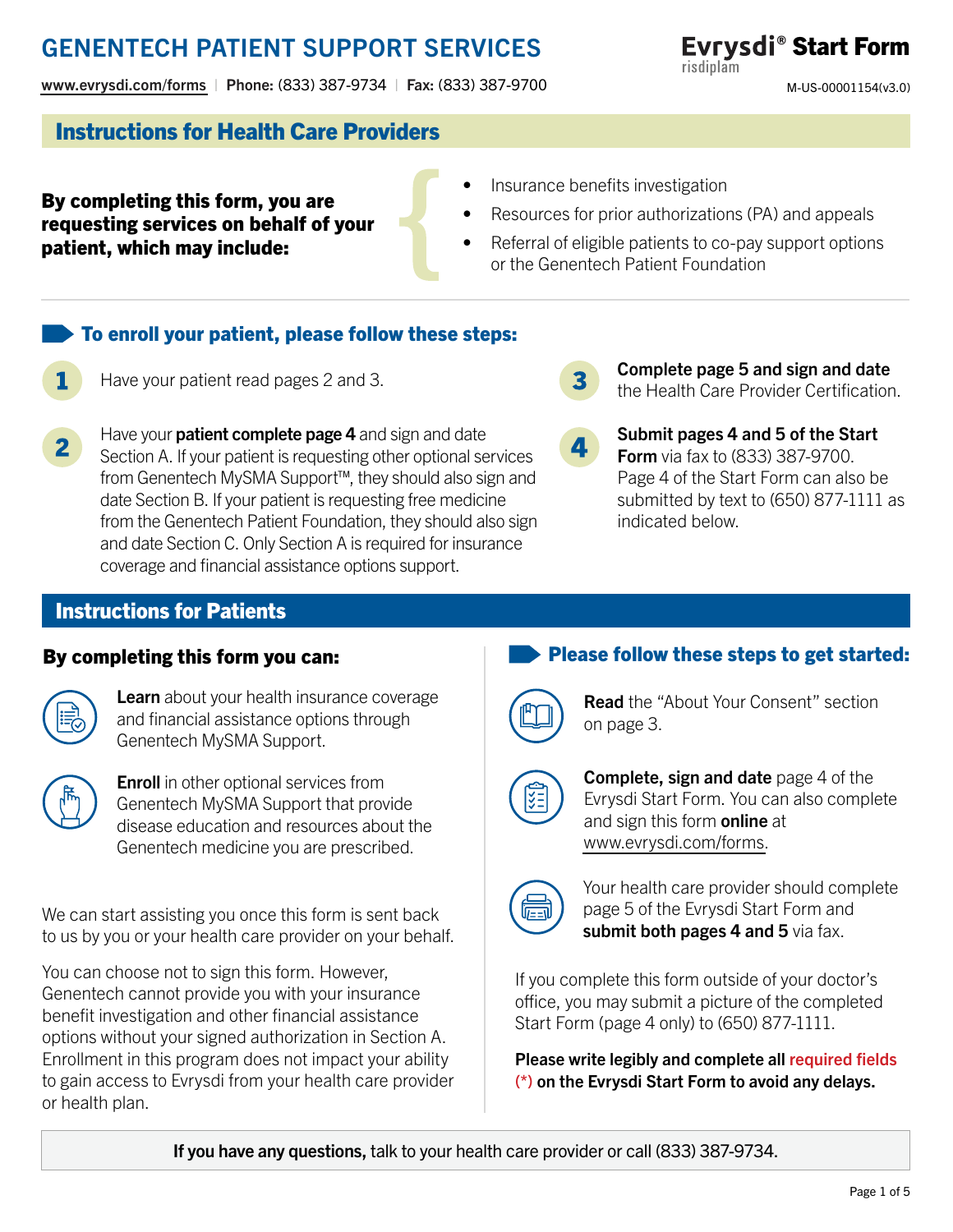# GENENTECH PATIENT SUPPORT SERVICES

**Evrysdi® Start Form**
risdiplam

www.evrysdi.com/forms | **Phone:** (833) 387-9734 | **Fax:** (833) 387-9700

M-US-00001154(v3.0)

## Instructions for Health Care Providers

**By completing this form, you are requesting services on behalf of your patient, which may include:**

- Insurance benefits investigation
- Resources for prior authorizations (PA) and appeals
- Referral of eligible patients to co-pay support options or the Genentech Patient Foundation

### To enroll your patient, please follow these steps:

1. Have your patient read pages 2 and 3.
2. Have your **patient complete page 4** and sign and date Section A. If your patient is requesting other optional services from Genentech MySMA Support™, they should also sign and date Section B. If your patient is requesting free medicine from the Genentech Patient Foundation, they should also sign and date Section C. Only Section A is required for insurance coverage and financial assistance options support.
3. **Complete page 5 and sign and date** the Health Care Provider Certification.
4. **Submit pages 4 and 5 of the Start Form** via fax to (833) 387-9700. Page 4 of the Start Form can also be submitted by text to (650) 877-1111 as indicated below.

## Instructions for Patients

### By completing this form you can:

**Learn** about your health insurance coverage and financial assistance options through Genentech MySMA Support.

**Enroll** in other optional services from Genentech MySMA Support that provide disease education and resources about the Genentech medicine you are prescribed.

We can start assisting you once this form is sent back to us by you or your health care provider on your behalf.

You can choose not to sign this form. However, Genentech cannot provide you with your insurance benefit investigation and other financial assistance options without your signed authorization in Section A. Enrollment in this program does not impact your ability to gain access to Evrysdi from your health care provider or health plan.

### Please follow these steps to get started:

**Read** the "About Your Consent" section on page 3.

**Complete, sign and date** page 4 of the Evrysdi Start Form. You can also complete and sign this form **online** at www.evrysdi.com/forms.

Your health care provider should complete page 5 of the Evrysdi Start Form and **submit both pages 4 and 5** via fax.

If you complete this form outside of your doctor's office, you may submit a picture of the completed Start Form (page 4 only) to (650) 877-1111.

**Please write legibly and complete all required fields (*) on the Evrysdi Start Form to avoid any delays.**

**If you have any questions,** talk to your health care provider or call (833) 387-9734.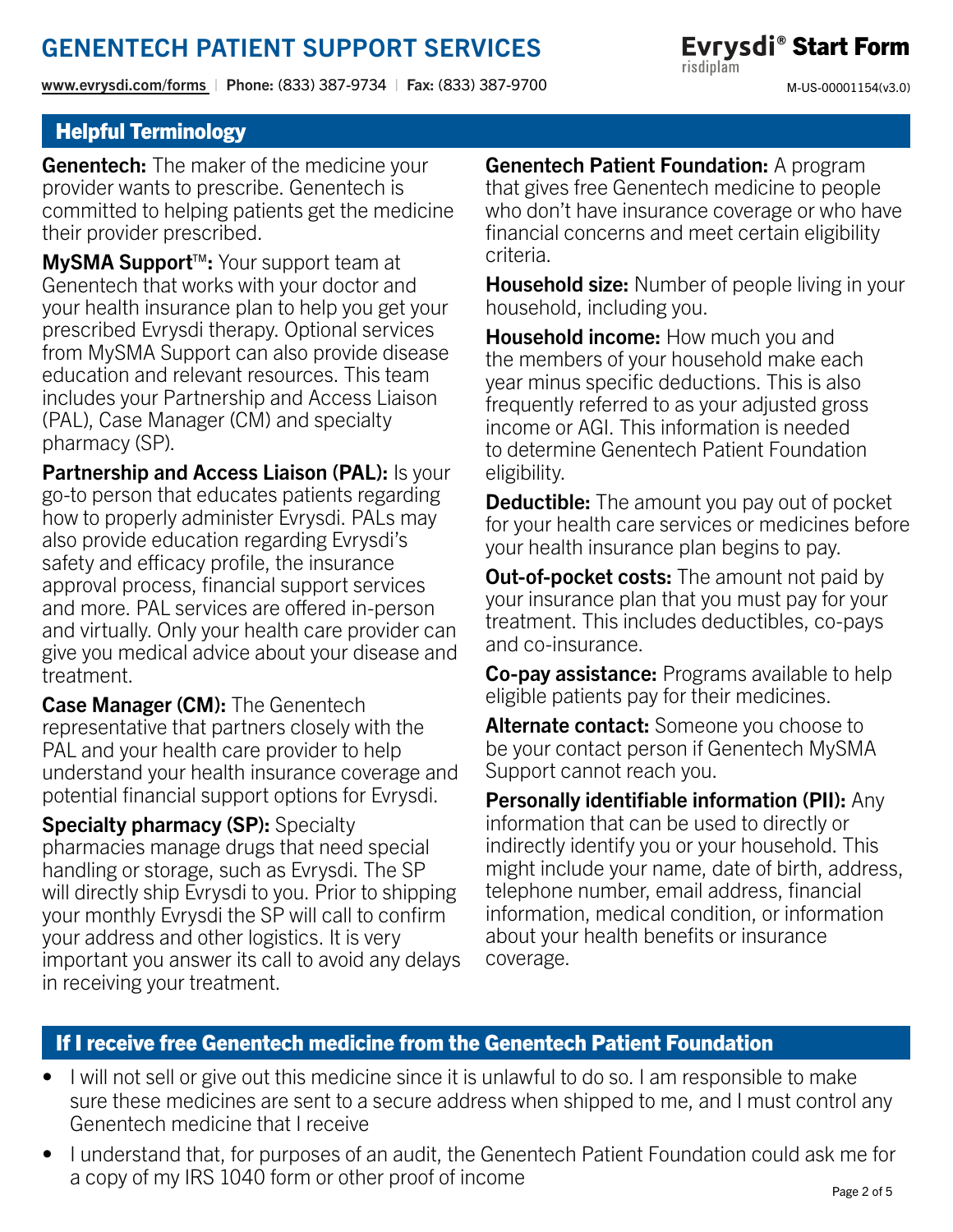## Helpful Terminology

**Genentech:** The maker of the medicine your provider wants to prescribe. Genentech is committed to helping patients get the medicine their provider prescribed.

**MySMA Support™:** Your support team at Genentech that works with your doctor and your health insurance plan to help you get your prescribed Evrysdi therapy. Optional services from MySMA Support can also provide disease education and relevant resources. This team includes your Partnership and Access Liaison (PAL), Case Manager (CM) and specialty pharmacy (SP).

**Partnership and Access Liaison (PAL):** Is your go-to person that educates patients regarding how to properly administer Evrysdi. PALs may also provide education regarding Evrysdi's safety and efficacy profile, the insurance approval process, financial support services and more. PAL services are offered in-person and virtually. Only your health care provider can give you medical advice about your disease and treatment.

**Case Manager (CM):** The Genentech representative that partners closely with the PAL and your health care provider to help understand your health insurance coverage and potential financial support options for Evrysdi.

**Specialty pharmacy (SP):** Specialty pharmacies manage drugs that need special handling or storage, such as Evrysdi. The SP will directly ship Evrysdi to you. Prior to shipping your monthly Evrysdi the SP will call to confirm your address and other logistics. It is very important you answer its call to avoid any delays in receiving your treatment.

**Genentech Patient Foundation:** A program that gives free Genentech medicine to people who don't have insurance coverage or who have financial concerns and meet certain eligibility criteria.

**Household size:** Number of people living in your household, including you.

**Household income:** How much you and the members of your household make each year minus specific deductions. This is also frequently referred to as your adjusted gross income or AGI. This information is needed to determine Genentech Patient Foundation eligibility.

**Deductible:** The amount you pay out of pocket for your health care services or medicines before your health insurance plan begins to pay.

**Out-of-pocket costs:** The amount not paid by your insurance plan that you must pay for your treatment. This includes deductibles, co-pays and co-insurance.

**Co-pay assistance:** Programs available to help eligible patients pay for their medicines.

**Alternate contact:** Someone you choose to be your contact person if Genentech MySMA Support cannot reach you.

**Personally identifiable information (PII):** Any information that can be used to directly or indirectly identify you or your household. This might include your name, date of birth, address, telephone number, email address, financial information, medical condition, or information about your health benefits or insurance coverage.

## If I receive free Genentech medicine from the Genentech Patient Foundation

- I will not sell or give out this medicine since it is unlawful to do so. I am responsible to make sure these medicines are sent to a secure address when shipped to me, and I must control any Genentech medicine that I receive
- I understand that, for purposes of an audit, the Genentech Patient Foundation could ask me for a copy of my IRS 1040 form or other proof of income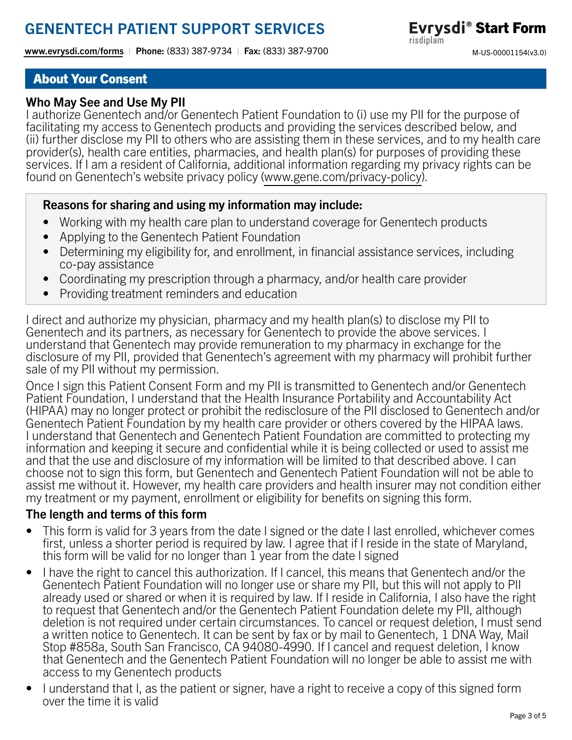## About Your Consent

### Who May See and Use My PII

I authorize Genentech and/or Genentech Patient Foundation to (i) use my PII for the purpose of facilitating my access to Genentech products and providing the services described below, and (ii) further disclose my PII to others who are assisting them in these services, and to my health care provider(s), health care entities, pharmacies, and health plan(s) for purposes of providing these services. If I am a resident of California, additional information regarding my privacy rights can be found on Genentech's website privacy policy (www.gene.com/privacy-policy).

**Reasons for sharing and using my information may include:**

- Working with my health care plan to understand coverage for Genentech products
- Applying to the Genentech Patient Foundation
- Determining my eligibility for, and enrollment, in financial assistance services, including co-pay assistance
- Coordinating my prescription through a pharmacy, and/or health care provider
- Providing treatment reminders and education

I direct and authorize my physician, pharmacy and my health plan(s) to disclose my PII to Genentech and its partners, as necessary for Genentech to provide the above services. I understand that Genentech may provide remuneration to my pharmacy in exchange for the disclosure of my PII, provided that Genentech's agreement with my pharmacy will prohibit further sale of my PII without my permission.

Once I sign this Patient Consent Form and my PII is transmitted to Genentech and/or Genentech Patient Foundation, I understand that the Health Insurance Portability and Accountability Act (HIPAA) may no longer protect or prohibit the redisclosure of the PII disclosed to Genentech and/or Genentech Patient Foundation by my health care provider or others covered by the HIPAA laws. I understand that Genentech and Genentech Patient Foundation are committed to protecting my information and keeping it secure and confidential while it is being collected or used to assist me and that the use and disclosure of my information will be limited to that described above. I can choose not to sign this form, but Genentech and Genentech Patient Foundation will not be able to assist me without it. However, my health care providers and health insurer may not condition either my treatment or my payment, enrollment or eligibility for benefits on signing this form.

### The length and terms of this form

- This form is valid for 3 years from the date I signed or the date I last enrolled, whichever comes first, unless a shorter period is required by law. I agree that if I reside in the state of Maryland, this form will be valid for no longer than 1 year from the date I signed
- I have the right to cancel this authorization. If I cancel, this means that Genentech and/or the Genentech Patient Foundation will no longer use or share my PII, but this will not apply to PII already used or shared or when it is required by law. If I reside in California, I also have the right to request that Genentech and/or the Genentech Patient Foundation delete my PII, although deletion is not required under certain circumstances. To cancel or request deletion, I must send a written notice to Genentech. It can be sent by fax or by mail to Genentech, 1 DNA Way, Mail Stop #858a, South San Francisco, CA 94080-4990. If I cancel and request deletion, I know that Genentech and the Genentech Patient Foundation will no longer be able to assist me with access to my Genentech products
- I understand that I, as the patient or signer, have a right to receive a copy of this signed form over the time it is valid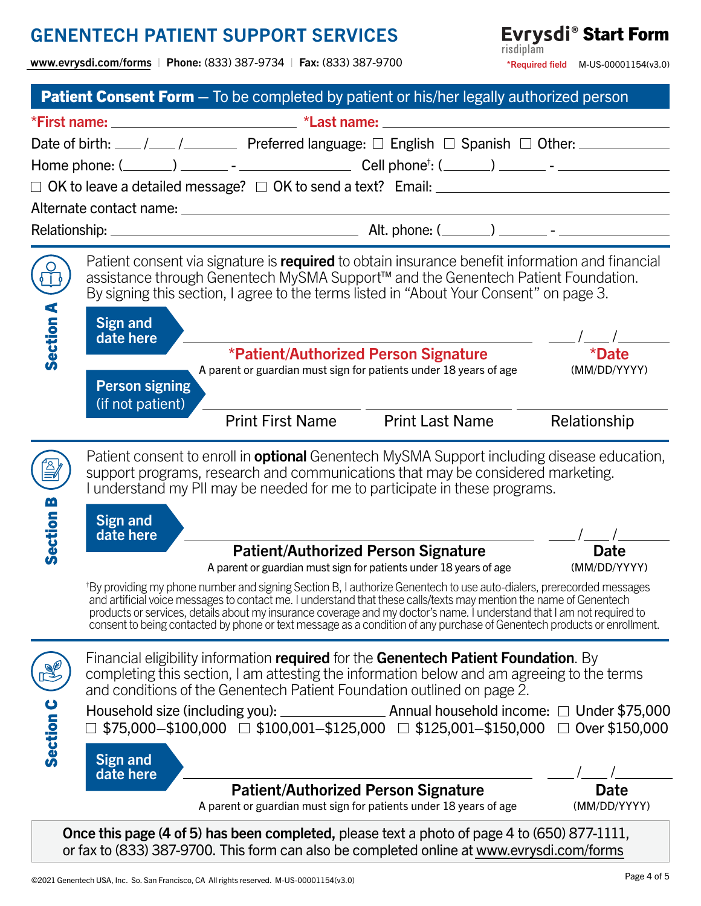# GENENTECH PATIENT SUPPORT SERVICES

www.evrysdi.com/forms | **Phone:** (833) 387-9734 | **Fax:** (833) 387-9700

**Evrysdi® Start Form**
risdiplam

*Required field M-US-00001154(v3.0)

## Patient Consent Form — To be completed by patient or his/her legally authorized person

*First name: ____________________ *Last name: ____________________

Date of birth: ___/___/______ Preferred language: ☐ English ☐ Spanish ☐ Other: __________

Home phone: (_____) _____ - __________ Cell phone†: (_____) _____ - __________

☐ OK to leave a detailed message? ☐ OK to send a text? Email: ____________________

Alternate contact name: ____________________

Relationship: ____________________ Alt. phone: (_____) _____ - __________

### Section A

Patient consent via signature is **required** to obtain insurance benefit information and financial assistance through Genentech MySMA Support™ and the Genentech Patient Foundation. By signing this section, I agree to the terms listed in "About Your Consent" on page 3.

**Sign and date here**

______________________________ ___/___/______

***Patient/Authorized Person Signature** — A parent or guardian must sign for patients under 18 years of age

***Date** (MM/DD/YYYY)

**Person signing (if not patient)**

______________ ______________ ______________

Print First Name | Print Last Name | Relationship

### Section B

Patient consent to enroll in **optional** Genentech MySMA Support including disease education, support programs, research and communications that may be considered marketing. I understand my PII may be needed for me to participate in these programs.

**Sign and date here**

______________________________ ___/___/______

**Patient/Authorized Person Signature** — A parent or guardian must sign for patients under 18 years of age

**Date** (MM/DD/YYYY)

†By providing my phone number and signing Section B, I authorize Genentech to use auto-dialers, prerecorded messages and artificial voice messages to contact me. I understand that these calls/texts may mention the name of Genentech products or services, details about my insurance coverage and my doctor's name. I understand that I am not required to consent to being contacted by phone or text message as a condition of any purchase of Genentech products or enrollment.

### Section C

Financial eligibility information **required** for the **Genentech Patient Foundation**. By completing this section, I am attesting the information below and am agreeing to the terms and conditions of the Genentech Patient Foundation outlined on page 2.

Household size (including you): __________ Annual household income: ☐ Under $75,000 ☐ $75,000–$100,000 ☐ $100,001–$125,000 ☐ $125,001–$150,000 ☐ Over $150,000

**Sign and date here**

______________________________ ___/___/______

**Patient/Authorized Person Signature** — A parent or guardian must sign for patients under 18 years of age

**Date** (MM/DD/YYYY)

**Once this page (4 of 5) has been completed,** please text a photo of page 4 to (650) 877-1111, or fax to (833) 387-9700. This form can also be completed online at www.evrysdi.com/forms

©2021 Genentech USA, Inc. So. San Francisco, CA All rights reserved. M-US-00001154(v3.0)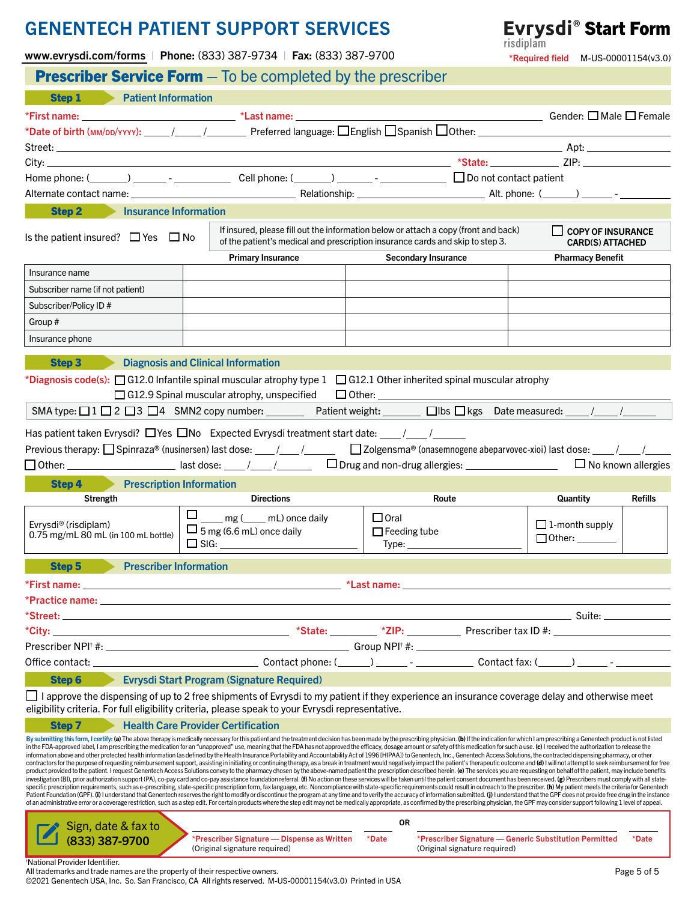# GENENTECH PATIENT SUPPORT SERVICES

**Evrysdi® Start Form**
risdiplam

www.evrysdi.com/forms | **Phone:** (833) 387-9734 | **Fax:** (833) 387-9700

*Required field M-US-00001154(v3.0)

## Prescriber Service Form — To be completed by the prescriber

### Step 1 Patient Information

*First name: ____________________ *Last name: ____________________ Gender: ☐ Male ☐ Female

*Date of birth (MM/DD/YYYY): _____/_____/________ Preferred language: ☐English ☐Spanish ☐Other: ____________

Street: ______________________________________ Apt: __________

City: ______________________________ *State: __________ ZIP: __________

Home phone: (_______) _______ - ___________ Cell phone: (_______) _______ - ___________ ☐ Do not contact patient

Alternate contact name: ____________________ Relationship: ____________________ Alt. phone: (______) ______ - ________

### Step 2 Insurance Information

Is the patient insured? ☐ Yes ☐ No

If insured, please fill out the information below or attach a copy (front and back) of the patient's medical and prescription insurance cards and skip to step 3.

☐ **COPY OF INSURANCE CARD(S) ATTACHED**

| | Primary Insurance | Secondary Insurance | Pharmacy Benefit |
|---|---|---|---|
| Insurance name | | | |
| Subscriber name (if not patient) | | | |
| Subscriber/Policy ID # | | | |
| Group # | | | |
| Insurance phone | | | |

### Step 3 Diagnosis and Clinical Information

*Diagnosis code(s): ☐ G12.0 Infantile spinal muscular atrophy type 1 ☐ G12.1 Other inherited spinal muscular atrophy
☐ G12.9 Spinal muscular atrophy, unspecified ☐ Other: ____________

SMA type: ☐1 ☐2 ☐3 ☐4 SMN2 copy number: _______ Patient weight: _______ ☐lbs ☐kgs Date measured: ____/____/______

Has patient taken Evrysdi? ☐Yes ☐No Expected Evrysdi treatment start date: ____/____/______

Previous therapy: ☐ Spinraza® (nusinersen) last dose: ____/____/______ ☐ Zolgensma® (onasemnogene abeparvovec-xioi) last dose: ____/____/_____

☐ Other: ____________ last dose: ____/____/______ ☐ Drug and non-drug allergies: ____________ ☐ No known allergies

### Step 4 Prescription Information

| Strength | Directions | Route | Quantity | Refills |
|---|---|---|---|---|
| Evrysdi® (risdiplam) 0.75 mg/mL 80 mL (in 100 mL bottle) | ☐ ____ mg (____ mL) once daily<br>☐ 5 mg (6.6 mL) once daily<br>☐ SIG: ____________ | ☐ Oral<br>☐ Feeding tube<br>Type: ____________ | ☐ 1-month supply<br>☐ Other: _______ | |

### Step 5 Prescriber Information

*First name: ____________________ *Last name: ____________________

*Practice name: ______________________________________

*Street: ______________________________________ Suite: __________

*City: ____________________ *State: __________ *ZIP: __________ Prescriber tax ID #: __________

Prescriber NPI[†] #: ____________________ Group NPI[†] #: ____________________

Office contact: ____________________ Contact phone: (______) ______ - __________ Contact fax: (______) ______ - ________

### Step 6 Evrysdi Start Program (Signature Required)

☐ I approve the dispensing of up to 2 free shipments of Evrysdi to my patient if they experience an insurance coverage delay and otherwise meet eligibility criteria. For full eligibility criteria, please speak to your Evrysdi representative.

### Step 7 Health Care Provider Certification

**By submitting this form, I certify: (a)** The above therapy is medically necessary for this patient and the treatment decision has been made by the prescribing physician. **(b)** If the indication for which I am prescribing a Genentech product is not listed in the FDA-approved label, I am prescribing the medication for an "unapproved" use, meaning that the FDA has not approved the efficacy, dosage amount or safety of this medication for such a use. **(c)** I received the authorization to release the information above and other protected health information (as defined by the Health Insurance Portability and Accountability Act of 1996 [HIPAA]) to Genentech, Inc., Genentech Access Solutions, the contracted dispensing pharmacy, or other contractors for the purpose of requesting reimbursement support, assisting in initiating or continuing therapy, as a break in treatment would negatively impact the patient's therapeutic outcome and **(d)** I will not attempt to seek reimbursement for free product provided to the patient. I request Genentech Access Solutions convey to the pharmacy chosen by the above-named patient the prescription described herein. **(e)** The services you are requesting on behalf of the patient, may include benefits investigation (BI), prior authorization support (PA), co-pay card and co-pay assistance foundation referral. **(f)** No action on these services will be taken until the patient consent document has been received. **(g)** Prescribers must comply with all state-specific prescription requirements, such as e-prescribing, state-specific prescription form, fax language, etc. Noncompliance with state-specific requirements could result in outreach to the prescriber. **(h)** My patient meets the criteria for Genentech Patient Foundation (GPF). **(i)** I understand that Genentech reserves the right to modify or discontinue the program at any time and to verify the accuracy of information submitted. **(j)** I understand that the GPF does not provide free drug in the instance of an administrative error or a coverage restriction, such as a step edit. For certain products where the step edit may not be medically appropriate, as confirmed by the prescribing physician, the GPF may consider support following 1 level of appeal.

**Sign, date & fax to (833) 387-9700**

*Prescriber Signature — Dispense as Written (Original signature required) *Date

OR

*Prescriber Signature — Generic Substitution Permitted (Original signature required) *Date

[†]National Provider Identifier.
All trademarks and trade names are the property of their respective owners.
©2021 Genentech USA, Inc. So. San Francisco, CA All rights reserved. M-US-00001154(v3.0) Printed in USA